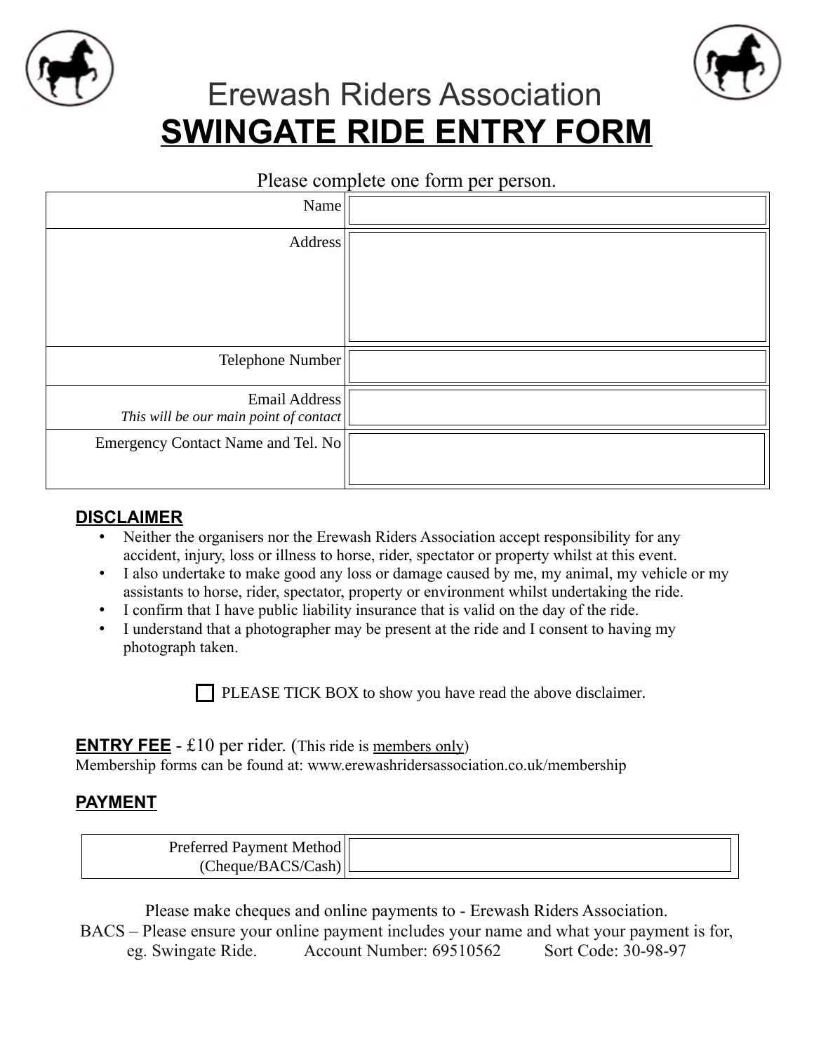# Erewash Riders Association

# SWINGATE RIDE ENTRY FORM

Please complete one form per person.

| | |
|---|---|
| Name | |
| Address | |
| Telephone Number | |
| Email Address *This will be our main point of contact* | |
| Emergency Contact Name and Tel. No | |

## DISCLAIMER

- Neither the organisers nor the Erewash Riders Association accept responsibility for any accident, injury, loss or illness to horse, rider, spectator or property whilst at this event.
- I also undertake to make good any loss or damage caused by me, my animal, my vehicle or my assistants to horse, rider, spectator, property or environment whilst undertaking the ride.
- I confirm that I have public liability insurance that is valid on the day of the ride.
- I understand that a photographer may be present at the ride and I consent to having my photograph taken.

☐ PLEASE TICK BOX to show you have read the above disclaimer.

**ENTRY FEE** - £10 per rider. (This ride is members only)
Membership forms can be found at: www.erewashridersassociation.co.uk/membership

## PAYMENT

| | |
|---|---|
| Preferred Payment Method (Cheque/BACS/Cash) | |

Please make cheques and online payments to - Erewash Riders Association.
BACS – Please ensure your online payment includes your name and what your payment is for, eg. Swingate Ride. Account Number: 69510562 Sort Code: 30-98-97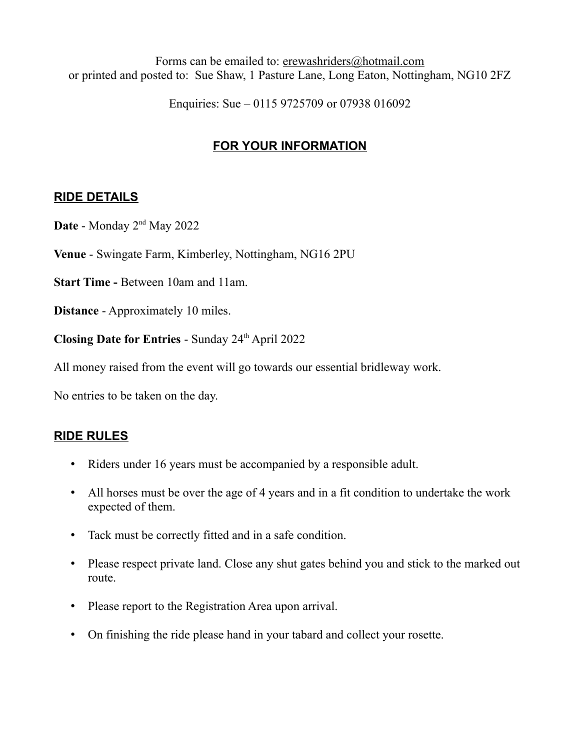Forms can be emailed to: erewashriders@hotmail.com
or printed and posted to: Sue Shaw, 1 Pasture Lane, Long Eaton, Nottingham, NG10 2FZ

Enquiries: Sue – 0115 9725709 or 07938 016092

## FOR YOUR INFORMATION

### RIDE DETAILS

**Date** - Monday 2nd May 2022

**Venue** - Swingate Farm, Kimberley, Nottingham, NG16 2PU

**Start Time -** Between 10am and 11am.

**Distance** - Approximately 10 miles.

**Closing Date for Entries** - Sunday 24th April 2022

All money raised from the event will go towards our essential bridleway work.

No entries to be taken on the day.

### RIDE RULES

- Riders under 16 years must be accompanied by a responsible adult.
- All horses must be over the age of 4 years and in a fit condition to undertake the work expected of them.
- Tack must be correctly fitted and in a safe condition.
- Please respect private land. Close any shut gates behind you and stick to the marked out route.
- Please report to the Registration Area upon arrival.
- On finishing the ride please hand in your tabard and collect your rosette.